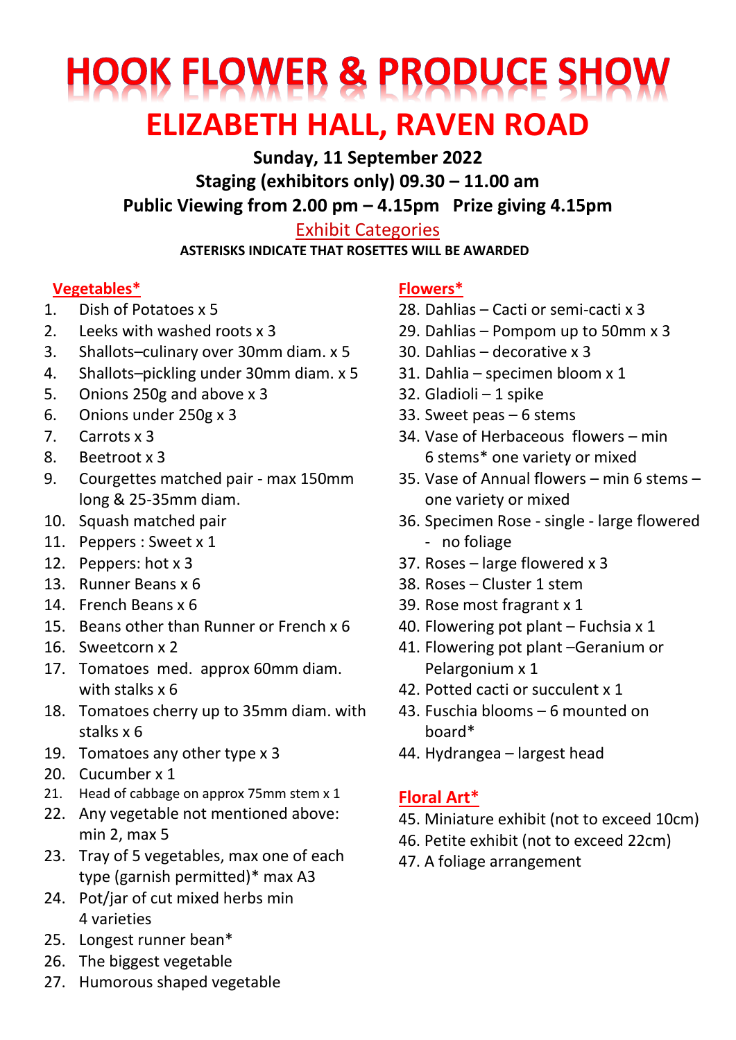# HOOK FLOWER & PRODUCE SHOW

## ELIZABETH HALL, RAVEN ROAD

**Sunday, 11 September 2022**

**Staging (exhibitors only) 09.30 – 11.00 am**

**Public Viewing from 2.00 pm – 4.15pm Prize giving 4.15pm**

Exhibit Categories

**ASTERISKS INDICATE THAT ROSETTES WILL BE AWARDED**

### Vegetables*

1. Dish of Potatoes x 5
2. Leeks with washed roots x 3
3. Shallots–culinary over 30mm diam. x 5
4. Shallots–pickling under 30mm diam. x 5
5. Onions 250g and above x 3
6. Onions under 250g x 3
7. Carrots x 3
8. Beetroot x 3
9. Courgettes matched pair - max 150mm long & 25-35mm diam.
10. Squash matched pair
11. Peppers : Sweet x 1
12. Peppers: hot x 3
13. Runner Beans x 6
14. French Beans x 6
15. Beans other than Runner or French x 6
16. Sweetcorn x 2
17. Tomatoes med. approx 60mm diam. with stalks x 6
18. Tomatoes cherry up to 35mm diam. with stalks x 6
19. Tomatoes any other type x 3
20. Cucumber x 1
21. Head of cabbage on approx 75mm stem x 1
22. Any vegetable not mentioned above: min 2, max 5
23. Tray of 5 vegetables, max one of each type (garnish permitted)* max A3
24. Pot/jar of cut mixed herbs min 4 varieties
25. Longest runner bean*
26. The biggest vegetable
27. Humorous shaped vegetable

### Flowers*

28. Dahlias – Cacti or semi-cacti x 3
29. Dahlias – Pompom up to 50mm x 3
30. Dahlias – decorative x 3
31. Dahlia – specimen bloom x 1
32. Gladioli – 1 spike
33. Sweet peas – 6 stems
34. Vase of Herbaceous flowers – min 6 stems* one variety or mixed
35. Vase of Annual flowers – min 6 stems – one variety or mixed
36. Specimen Rose - single - large flowered - no foliage
37. Roses – large flowered x 3
38. Roses – Cluster 1 stem
39. Rose most fragrant x 1
40. Flowering pot plant – Fuchsia x 1
41. Flowering pot plant –Geranium or Pelargonium x 1
42. Potted cacti or succulent x 1
43. Fuschia blooms – 6 mounted on board*
44. Hydrangea – largest head

### Floral Art*

45. Miniature exhibit (not to exceed 10cm)
46. Petite exhibit (not to exceed 22cm)
47. A foliage arrangement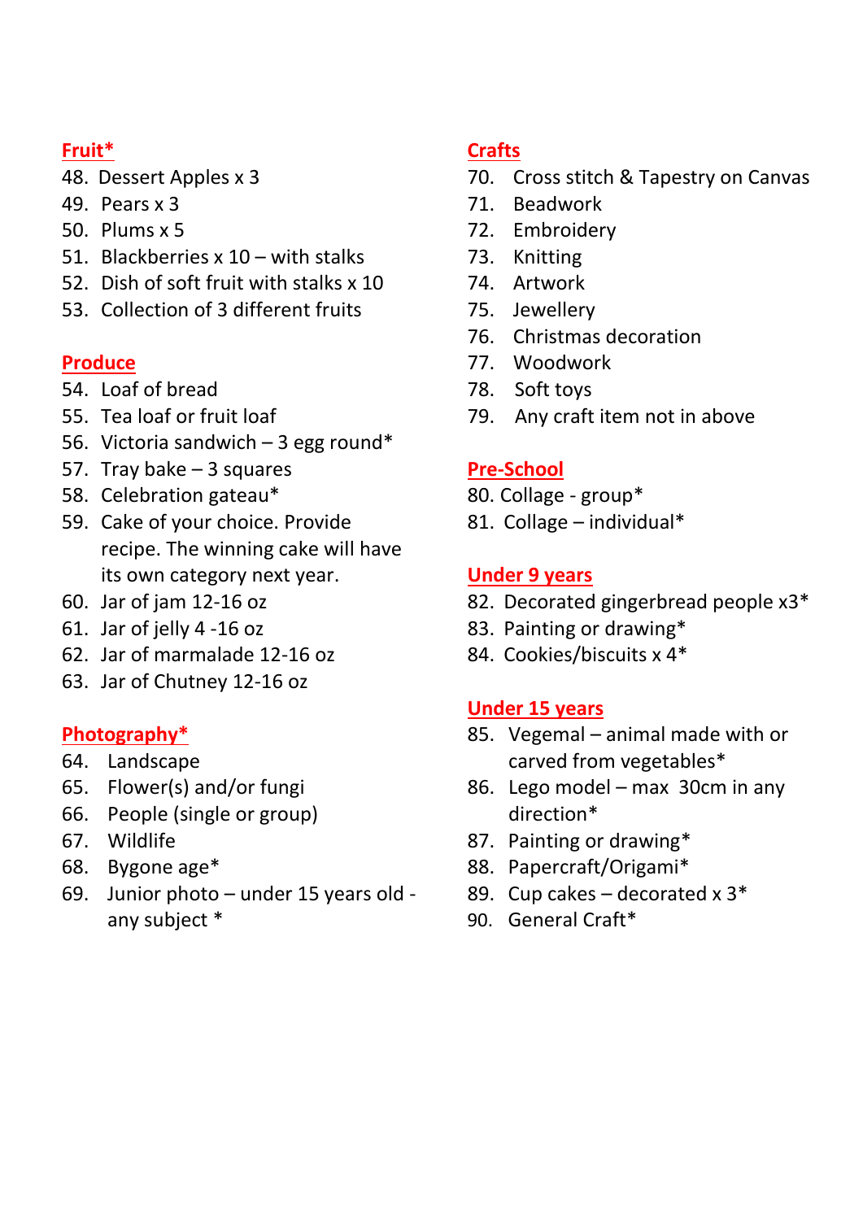## Fruit*

48. Dessert Apples x 3
49. Pears x 3
50. Plums x 5
51. Blackberries x 10 – with stalks
52. Dish of soft fruit with stalks x 10
53. Collection of 3 different fruits

## Produce

54. Loaf of bread
55. Tea loaf or fruit loaf
56. Victoria sandwich – 3 egg round*
57. Tray bake – 3 squares
58. Celebration gateau*
59. Cake of your choice. Provide recipe. The winning cake will have its own category next year.
60. Jar of jam 12-16 oz
61. Jar of jelly 4 -16 oz
62. Jar of marmalade 12-16 oz
63. Jar of Chutney 12-16 oz

## Photography*

64. Landscape
65. Flower(s) and/or fungi
66. People (single or group)
67. Wildlife
68. Bygone age*
69. Junior photo – under 15 years old - any subject *

## Crafts

70. Cross stitch & Tapestry on Canvas
71. Beadwork
72. Embroidery
73. Knitting
74. Artwork
75. Jewellery
76. Christmas decoration
77. Woodwork
78. Soft toys
79. Any craft item not in above

## Pre-School

80. Collage - group*
81. Collage – individual*

## Under 9 years

82. Decorated gingerbread people x3*
83. Painting or drawing*
84. Cookies/biscuits x 4*

## Under 15 years

85. Vegemal – animal made with or carved from vegetables*
86. Lego model – max 30cm in any direction*
87. Painting or drawing*
88. Papercraft/Origami*
89. Cup cakes – decorated x 3*
90. General Craft*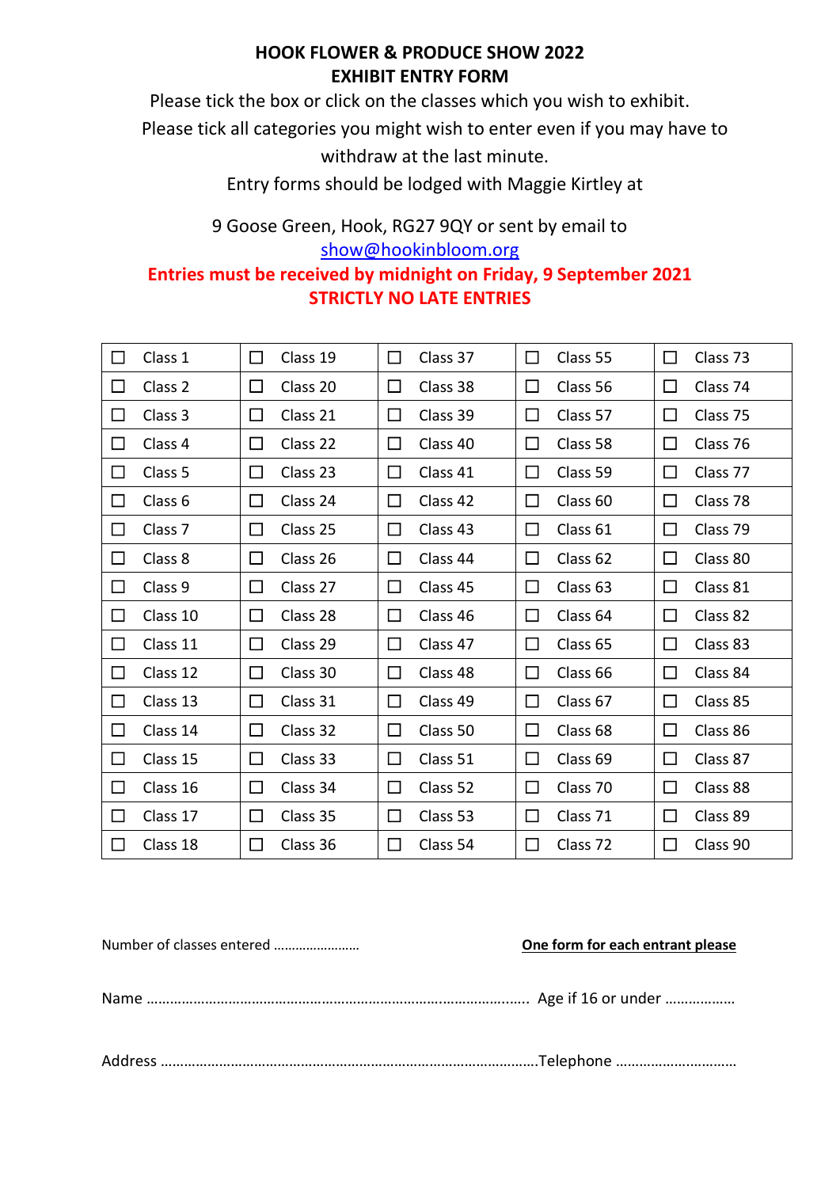**HOOK FLOWER & PRODUCE SHOW 2022**
**EXHIBIT ENTRY FORM**

Please tick the box or click on the classes which you wish to exhibit.

Please tick all categories you might wish to enter even if you may have to withdraw at the last minute.

Entry forms should be lodged with Maggie Kirtley at

9 Goose Green, Hook, RG27 9QY or sent by email to
show@hookinbloom.org

**Entries must be received by midnight on Friday, 9 September 2021**
**STRICTLY NO LATE ENTRIES**

| | | | | |
|---|---|---|---|---|
| ☐ Class 1 | ☐ Class 19 | ☐ Class 37 | ☐ Class 55 | ☐ Class 73 |
| ☐ Class 2 | ☐ Class 20 | ☐ Class 38 | ☐ Class 56 | ☐ Class 74 |
| ☐ Class 3 | ☐ Class 21 | ☐ Class 39 | ☐ Class 57 | ☐ Class 75 |
| ☐ Class 4 | ☐ Class 22 | ☐ Class 40 | ☐ Class 58 | ☐ Class 76 |
| ☐ Class 5 | ☐ Class 23 | ☐ Class 41 | ☐ Class 59 | ☐ Class 77 |
| ☐ Class 6 | ☐ Class 24 | ☐ Class 42 | ☐ Class 60 | ☐ Class 78 |
| ☐ Class 7 | ☐ Class 25 | ☐ Class 43 | ☐ Class 61 | ☐ Class 79 |
| ☐ Class 8 | ☐ Class 26 | ☐ Class 44 | ☐ Class 62 | ☐ Class 80 |
| ☐ Class 9 | ☐ Class 27 | ☐ Class 45 | ☐ Class 63 | ☐ Class 81 |
| ☐ Class 10 | ☐ Class 28 | ☐ Class 46 | ☐ Class 64 | ☐ Class 82 |
| ☐ Class 11 | ☐ Class 29 | ☐ Class 47 | ☐ Class 65 | ☐ Class 83 |
| ☐ Class 12 | ☐ Class 30 | ☐ Class 48 | ☐ Class 66 | ☐ Class 84 |
| ☐ Class 13 | ☐ Class 31 | ☐ Class 49 | ☐ Class 67 | ☐ Class 85 |
| ☐ Class 14 | ☐ Class 32 | ☐ Class 50 | ☐ Class 68 | ☐ Class 86 |
| ☐ Class 15 | ☐ Class 33 | ☐ Class 51 | ☐ Class 69 | ☐ Class 87 |
| ☐ Class 16 | ☐ Class 34 | ☐ Class 52 | ☐ Class 70 | ☐ Class 88 |
| ☐ Class 17 | ☐ Class 35 | ☐ Class 53 | ☐ Class 71 | ☐ Class 89 |
| ☐ Class 18 | ☐ Class 36 | ☐ Class 54 | ☐ Class 72 | ☐ Class 90 |

Number of classes entered …………………… **One form for each entrant please**

Name ……………………………………………………………………………….. Age if 16 or under ………………

Address …………………………………………………………………………………Telephone …………………………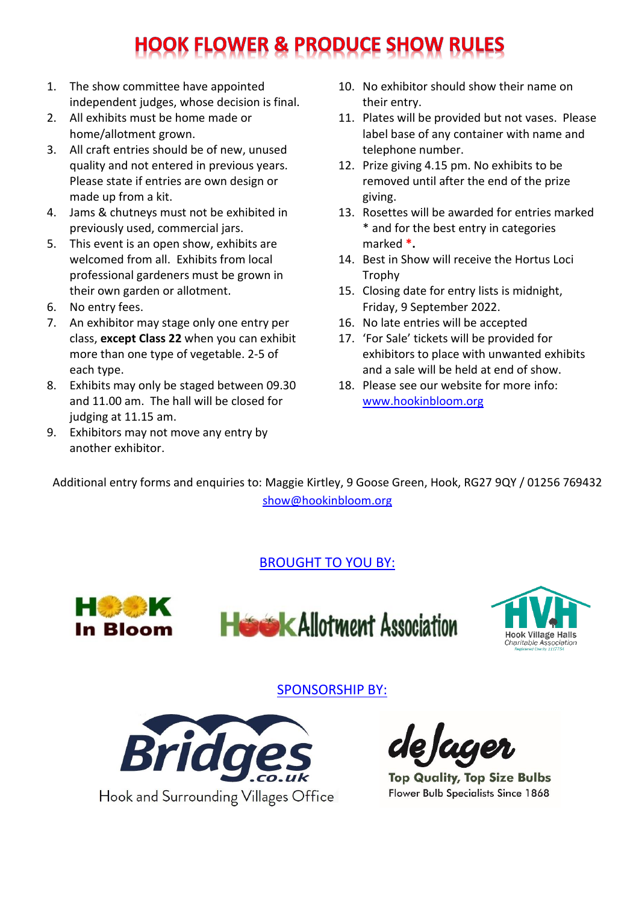# HOOK FLOWER & PRODUCE SHOW RULES

1. The show committee have appointed independent judges, whose decision is final.
2. All exhibits must be home made or home/allotment grown.
3. All craft entries should be of new, unused quality and not entered in previous years. Please state if entries are own design or made up from a kit.
4. Jams & chutneys must not be exhibited in previously used, commercial jars.
5. This event is an open show, exhibits are welcomed from all. Exhibits from local professional gardeners must be grown in their own garden or allotment.
6. No entry fees.
7. An exhibitor may stage only one entry per class, **except Class 22** when you can exhibit more than one type of vegetable. 2-5 of each type.
8. Exhibits may only be staged between 09.30 and 11.00 am. The hall will be closed for judging at 11.15 am.
9. Exhibitors may not move any entry by another exhibitor.
10. No exhibitor should show their name on their entry.
11. Plates will be provided but not vases. Please label base of any container with name and telephone number.
12. Prize giving 4.15 pm. No exhibits to be removed until after the end of the prize giving.
13. Rosettes will be awarded for entries marked * and for the best entry in categories marked **\***.
14. Best in Show will receive the Hortus Loci Trophy
15. Closing date for entry lists is midnight, Friday, 9 September 2022.
16. No late entries will be accepted
17. 'For Sale' tickets will be provided for exhibitors to place with unwanted exhibits and a sale will be held at end of show.
18. Please see our website for more info: www.hookinbloom.org

Additional entry forms and enquiries to: Maggie Kirtley, 9 Goose Green, Hook, RG27 9QY / 01256 769432
show@hookinbloom.org

BROUGHT TO YOU BY:

Hook In Bloom

Hook Allotment Association

HVH Hook Village Halls Charitable Association

SPONSORSHIP BY:

Bridges .co.uk Hook and Surrounding Villages Office

deJager Top Quality, Top Size Bulbs Flower Bulb Specialists Since 1868